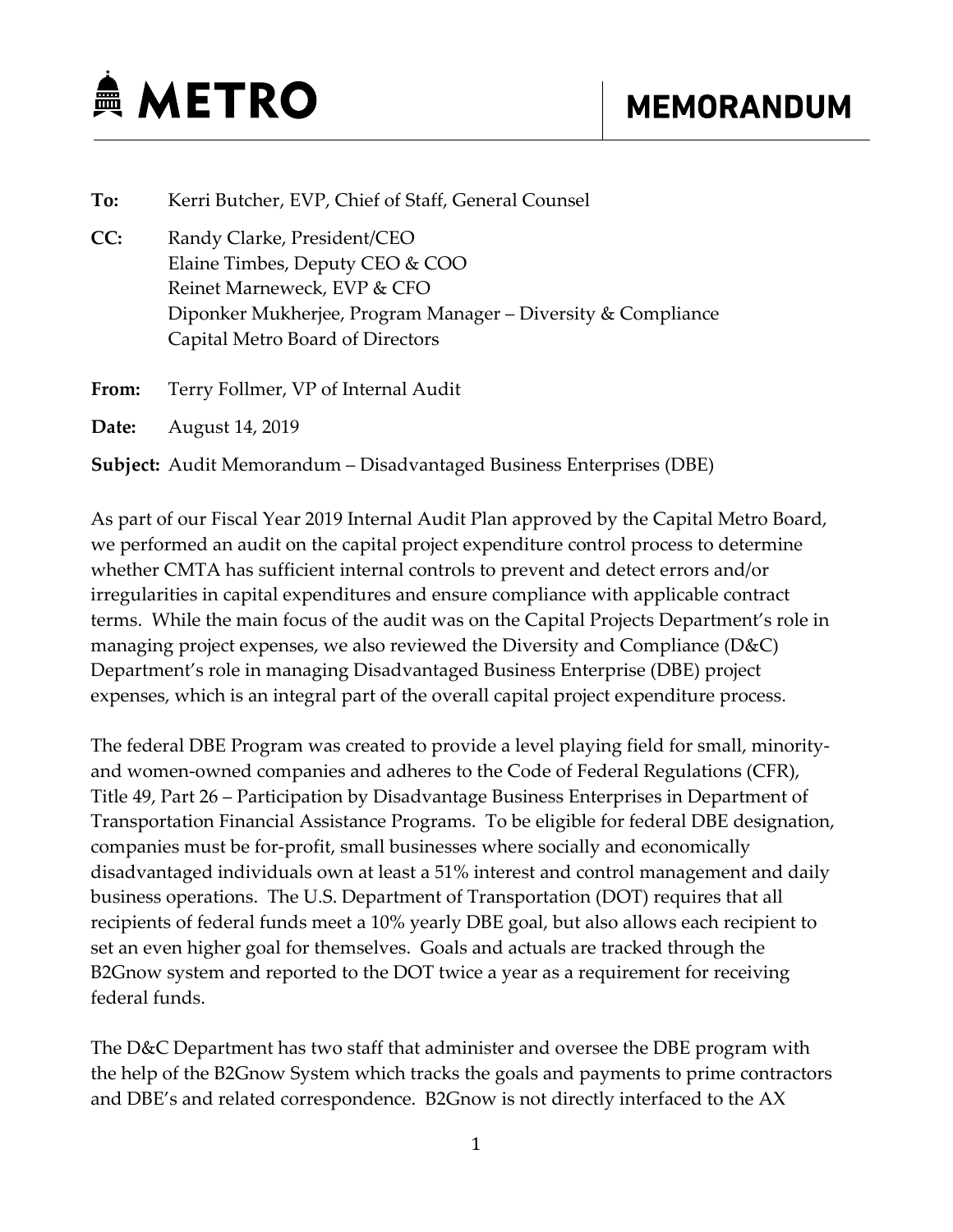# METRO

# MEMORANDUM

**To:** Kerri Butcher, EVP, Chief of Staff, General Counsel

**CC:** Randy Clarke, President/CEO
Elaine Timbes, Deputy CEO & COO
Reinet Marneweck, EVP & CFO
Diponker Mukherjee, Program Manager – Diversity & Compliance
Capital Metro Board of Directors

**From:** Terry Follmer, VP of Internal Audit

**Date:** August 14, 2019

**Subject:** Audit Memorandum – Disadvantaged Business Enterprises (DBE)

As part of our Fiscal Year 2019 Internal Audit Plan approved by the Capital Metro Board, we performed an audit on the capital project expenditure control process to determine whether CMTA has sufficient internal controls to prevent and detect errors and/or irregularities in capital expenditures and ensure compliance with applicable contract terms. While the main focus of the audit was on the Capital Projects Department's role in managing project expenses, we also reviewed the Diversity and Compliance (D&C) Department's role in managing Disadvantaged Business Enterprise (DBE) project expenses, which is an integral part of the overall capital project expenditure process.

The federal DBE Program was created to provide a level playing field for small, minority- and women-owned companies and adheres to the Code of Federal Regulations (CFR), Title 49, Part 26 – Participation by Disadvantage Business Enterprises in Department of Transportation Financial Assistance Programs. To be eligible for federal DBE designation, companies must be for-profit, small businesses where socially and economically disadvantaged individuals own at least a 51% interest and control management and daily business operations. The U.S. Department of Transportation (DOT) requires that all recipients of federal funds meet a 10% yearly DBE goal, but also allows each recipient to set an even higher goal for themselves. Goals and actuals are tracked through the B2Gnow system and reported to the DOT twice a year as a requirement for receiving federal funds.

The D&C Department has two staff that administer and oversee the DBE program with the help of the B2Gnow System which tracks the goals and payments to prime contractors and DBE's and related correspondence. B2Gnow is not directly interfaced to the AX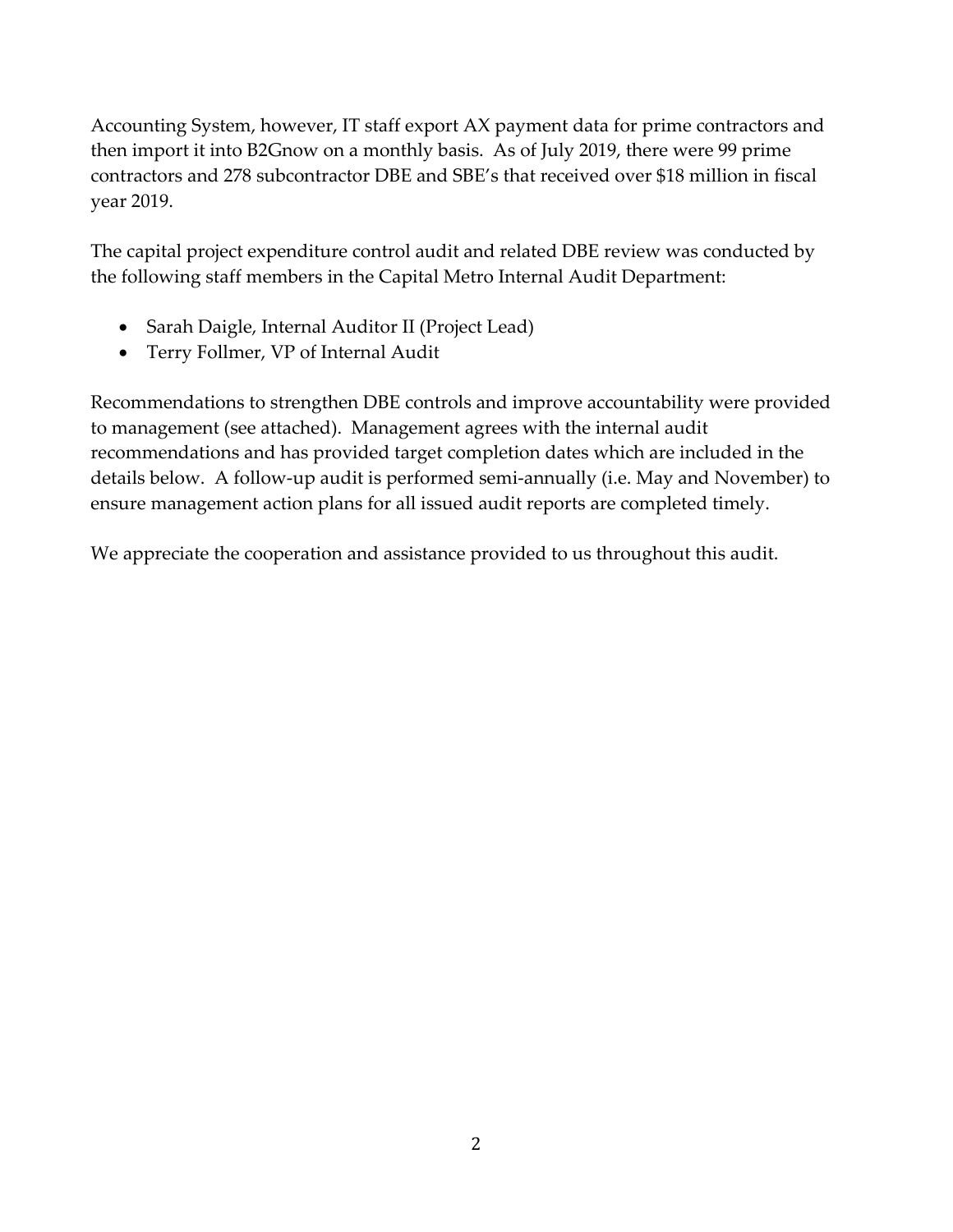Accounting System, however, IT staff export AX payment data for prime contractors and then import it into B2Gnow on a monthly basis. As of July 2019, there were 99 prime contractors and 278 subcontractor DBE and SBE's that received over $18 million in fiscal year 2019.

The capital project expenditure control audit and related DBE review was conducted by the following staff members in the Capital Metro Internal Audit Department:

- Sarah Daigle, Internal Auditor II (Project Lead)
- Terry Follmer, VP of Internal Audit

Recommendations to strengthen DBE controls and improve accountability were provided to management (see attached). Management agrees with the internal audit recommendations and has provided target completion dates which are included in the details below. A follow-up audit is performed semi-annually (i.e. May and November) to ensure management action plans for all issued audit reports are completed timely.

We appreciate the cooperation and assistance provided to us throughout this audit.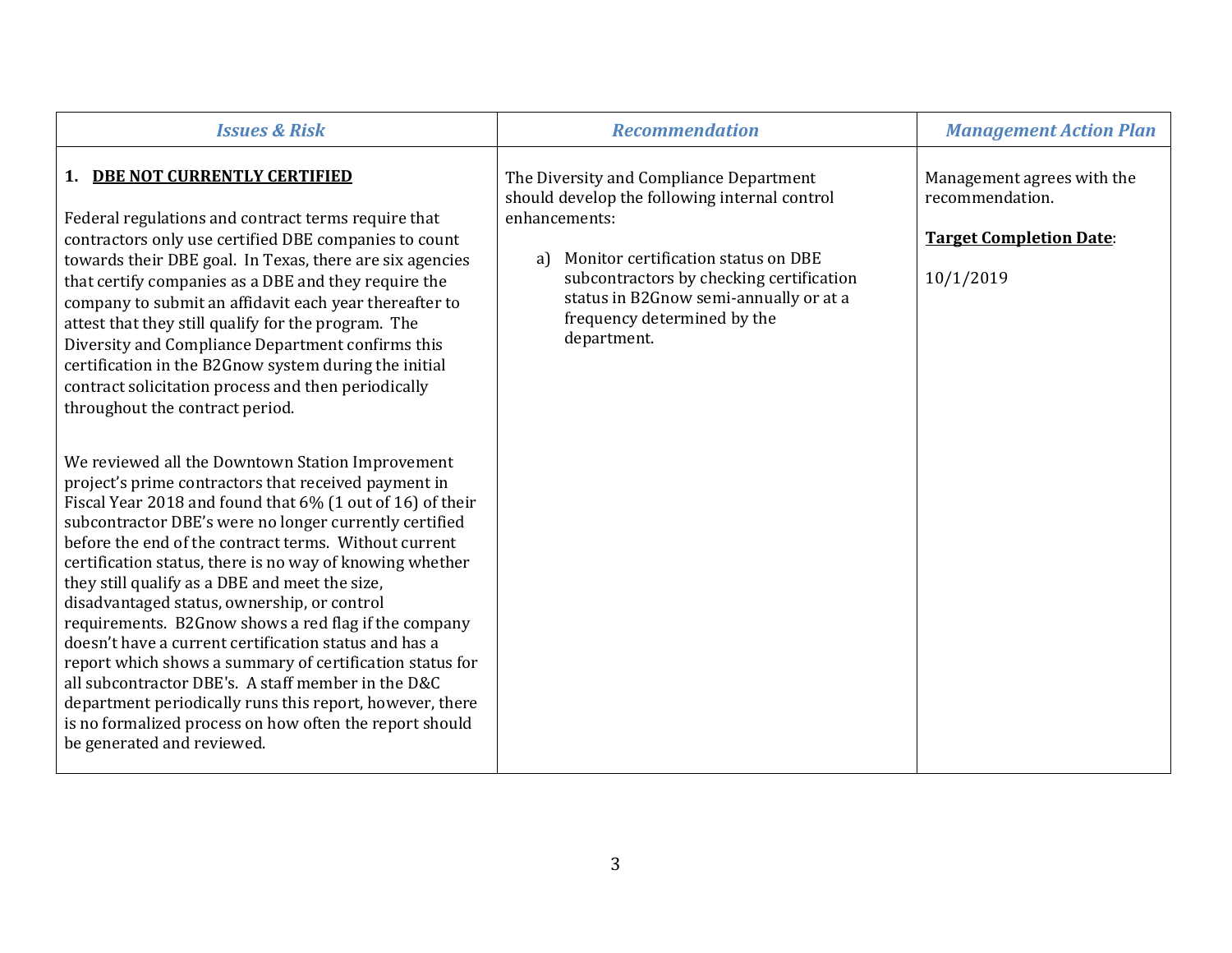| *Issues & Risk* | *Recommendation* | *Management Action Plan* |
|---|---|---|
| **1. <u>DBE NOT CURRENTLY CERTIFIED</u>**<br><br>Federal regulations and contract terms require that contractors only use certified DBE companies to count towards their DBE goal. In Texas, there are six agencies that certify companies as a DBE and they require the company to submit an affidavit each year thereafter to attest that they still qualify for the program. The Diversity and Compliance Department confirms this certification in the B2Gnow system during the initial contract solicitation process and then periodically throughout the contract period.<br><br>We reviewed all the Downtown Station Improvement project's prime contractors that received payment in Fiscal Year 2018 and found that 6% (1 out of 16) of their subcontractor DBE's were no longer currently certified before the end of the contract terms. Without current certification status, there is no way of knowing whether they still qualify as a DBE and meet the size, disadvantaged status, ownership, or control requirements. B2Gnow shows a red flag if the company doesn't have a current certification status and has a report which shows a summary of certification status for all subcontractor DBE's. A staff member in the D&C department periodically runs this report, however, there is no formalized process on how often the report should be generated and reviewed. | The Diversity and Compliance Department should develop the following internal control enhancements:<br><br>a) Monitor certification status on DBE subcontractors by checking certification status in B2Gnow semi-annually or at a frequency determined by the department. | Management agrees with the recommendation.<br><br>**<u>Target Completion Date</u>**:<br><br>10/1/2019 |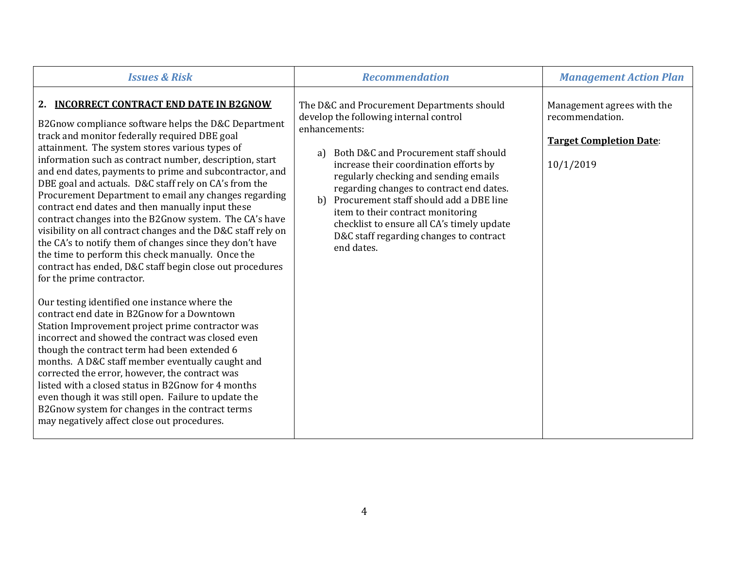| *Issues & Risk* | *Recommendation* | *Management Action Plan* |
|---|---|---|
| **2. INCORRECT CONTRACT END DATE IN B2GNOW**<br><br>B2Gnow compliance software helps the D&C Department track and monitor federally required DBE goal attainment. The system stores various types of information such as contract number, description, start and end dates, payments to prime and subcontractor, and DBE goal and actuals. D&C staff rely on CA's from the Procurement Department to email any changes regarding contract end dates and then manually input these contract changes into the B2Gnow system. The CA's have visibility on all contract changes and the D&C staff rely on the CA's to notify them of changes since they don't have the time to perform this check manually. Once the contract has ended, D&C staff begin close out procedures for the prime contractor.<br><br>Our testing identified one instance where the contract end date in B2Gnow for a Downtown Station Improvement project prime contractor was incorrect and showed the contract was closed even though the contract term had been extended 6 months. A D&C staff member eventually caught and corrected the error, however, the contract was listed with a closed status in B2Gnow for 4 months even though it was still open. Failure to update the B2Gnow system for changes in the contract terms may negatively affect close out procedures. | The D&C and Procurement Departments should develop the following internal control enhancements:<br><br>a) Both D&C and Procurement staff should increase their coordination efforts by regularly checking and sending emails regarding changes to contract end dates.<br>b) Procurement staff should add a DBE line item to their contract monitoring checklist to ensure all CA's timely update D&C staff regarding changes to contract end dates. | Management agrees with the recommendation.<br><br>**Target Completion Date**:<br><br>10/1/2019 |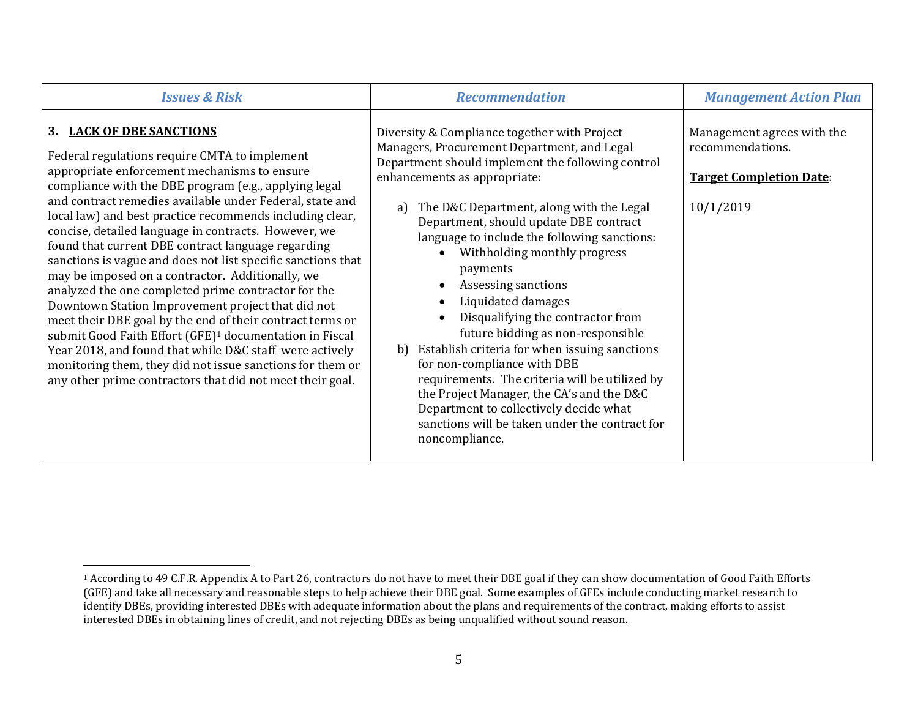| *Issues & Risk* | *Recommendation* | *Management Action Plan* |
|---|---|---|
| **3. LACK OF DBE SANCTIONS**<br><br>Federal regulations require CMTA to implement appropriate enforcement mechanisms to ensure compliance with the DBE program (e.g., applying legal and contract remedies available under Federal, state and local law) and best practice recommends including clear, concise, detailed language in contracts. However, we found that current DBE contract language regarding sanctions is vague and does not list specific sanctions that may be imposed on a contractor. Additionally, we analyzed the one completed prime contractor for the Downtown Station Improvement project that did not meet their DBE goal by the end of their contract terms or submit Good Faith Effort (GFE)[1] documentation in Fiscal Year 2018, and found that while D&C staff were actively monitoring them, they did not issue sanctions for them or any other prime contractors that did not meet their goal. | Diversity & Compliance together with Project Managers, Procurement Department, and Legal Department should implement the following control enhancements as appropriate:<br><br>a) The D&C Department, along with the Legal Department, should update DBE contract language to include the following sanctions:<br>• Withholding monthly progress payments<br>• Assessing sanctions<br>• Liquidated damages<br>• Disqualifying the contractor from future bidding as non-responsible<br>b) Establish criteria for when issuing sanctions for non-compliance with DBE requirements. The criteria will be utilized by the Project Manager, the CA's and the D&C Department to collectively decide what sanctions will be taken under the contract for noncompliance. | Management agrees with the recommendations.<br><br>**Target Completion Date**:<br><br>10/1/2019 |

[1] According to 49 C.F.R. Appendix A to Part 26, contractors do not have to meet their DBE goal if they can show documentation of Good Faith Efforts (GFE) and take all necessary and reasonable steps to help achieve their DBE goal. Some examples of GFEs include conducting market research to identify DBEs, providing interested DBEs with adequate information about the plans and requirements of the contract, making efforts to assist interested DBEs in obtaining lines of credit, and not rejecting DBEs as being unqualified without sound reason.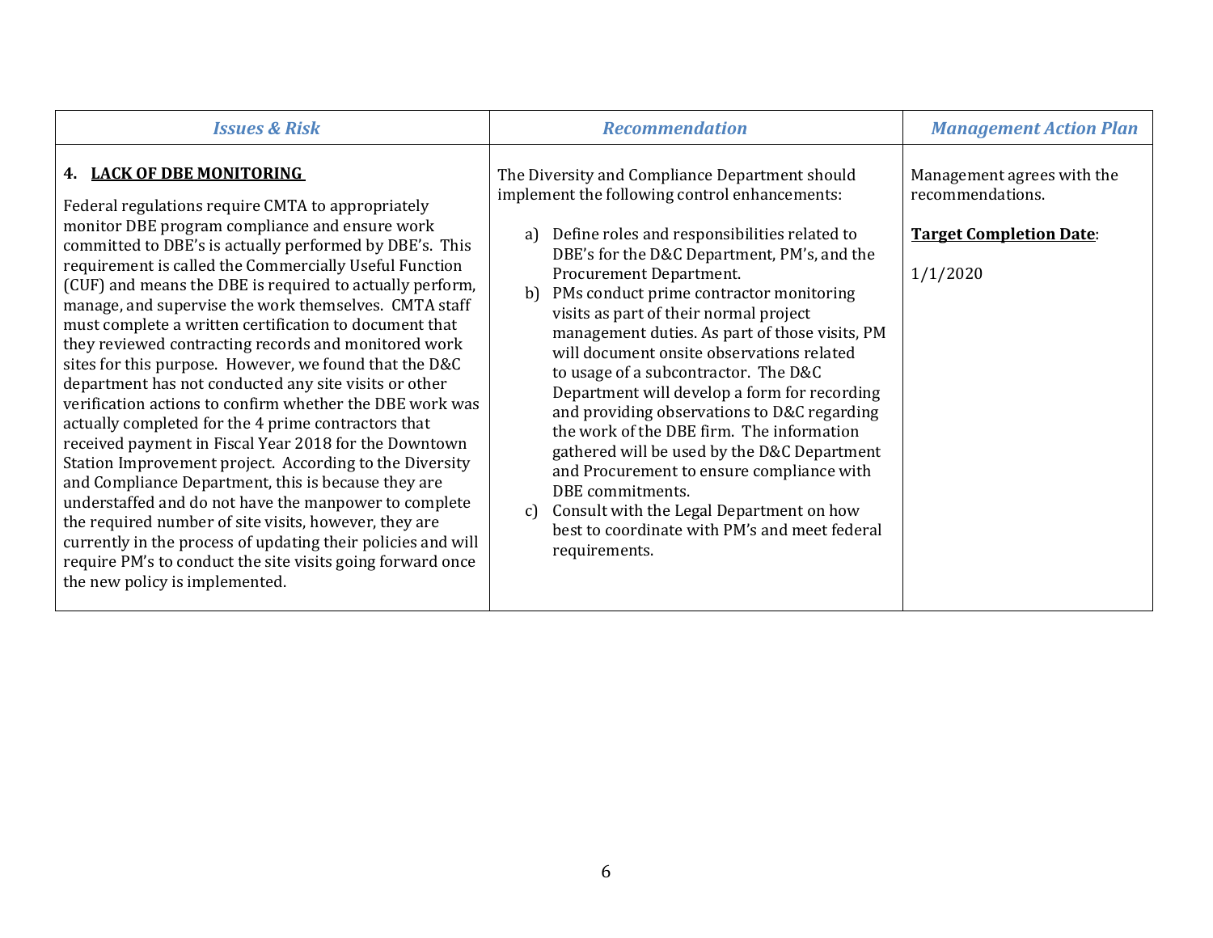| *Issues & Risk* | *Recommendation* | *Management Action Plan* |
|---|---|---|
| **4. <u>LACK OF DBE MONITORING</u>**<br><br>Federal regulations require CMTA to appropriately monitor DBE program compliance and ensure work committed to DBE's is actually performed by DBE's. This requirement is called the Commercially Useful Function (CUF) and means the DBE is required to actually perform, manage, and supervise the work themselves. CMTA staff must complete a written certification to document that they reviewed contracting records and monitored work sites for this purpose. However, we found that the D&C department has not conducted any site visits or other verification actions to confirm whether the DBE work was actually completed for the 4 prime contractors that received payment in Fiscal Year 2018 for the Downtown Station Improvement project. According to the Diversity and Compliance Department, this is because they are understaffed and do not have the manpower to complete the required number of site visits, however, they are currently in the process of updating their policies and will require PM's to conduct the site visits going forward once the new policy is implemented. | The Diversity and Compliance Department should implement the following control enhancements:<br><br>a) Define roles and responsibilities related to DBE's for the D&C Department, PM's, and the Procurement Department.<br>b) PMs conduct prime contractor monitoring visits as part of their normal project management duties. As part of those visits, PM will document onsite observations related to usage of a subcontractor. The D&C Department will develop a form for recording and providing observations to D&C regarding the work of the DBE firm. The information gathered will be used by the D&C Department and Procurement to ensure compliance with DBE commitments.<br>c) Consult with the Legal Department on how best to coordinate with PM's and meet federal requirements. | Management agrees with the recommendations.<br><br>**<u>Target Completion Date</u>**:<br><br>1/1/2020 |